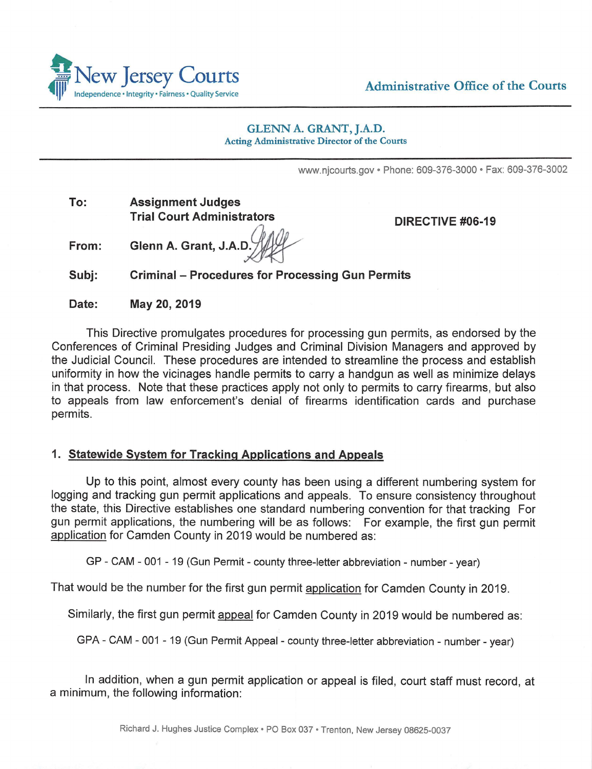New Jersey Courts
Independence • Integrity • Fairness • Quality Service

Administrative Office of the Courts

**GLENN A. GRANT, J.A.D.**
Acting Administrative Director of the Courts

www.njcourts.gov • Phone: 609-376-3000 • Fax: 609-376-3002

**To:** **Assignment Judges**
**Trial Court Administrators**

**DIRECTIVE #06-19**

**From:** **Glenn A. Grant, J.A.D.**

**Subj:** **Criminal – Procedures for Processing Gun Permits**

**Date:** **May 20, 2019**

This Directive promulgates procedures for processing gun permits, as endorsed by the Conferences of Criminal Presiding Judges and Criminal Division Managers and approved by the Judicial Council. These procedures are intended to streamline the process and establish uniformity in how the vicinages handle permits to carry a handgun as well as minimize delays in that process. Note that these practices apply not only to permits to carry firearms, but also to appeals from law enforcement's denial of firearms identification cards and purchase permits.

## 1. Statewide System for Tracking Applications and Appeals

Up to this point, almost every county has been using a different numbering system for logging and tracking gun permit applications and appeals. To ensure consistency throughout the state, this Directive establishes one standard numbering convention for that tracking For gun permit applications, the numbering will be as follows: For example, the first gun permit application for Camden County in 2019 would be numbered as:

GP - CAM - 001 - 19 (Gun Permit - county three-letter abbreviation - number - year)

That would be the number for the first gun permit application for Camden County in 2019.

Similarly, the first gun permit appeal for Camden County in 2019 would be numbered as:

GPA - CAM - 001 - 19 (Gun Permit Appeal - county three-letter abbreviation - number - year)

In addition, when a gun permit application or appeal is filed, court staff must record, at a minimum, the following information:

Richard J. Hughes Justice Complex • PO Box 037 • Trenton, New Jersey 08625-0037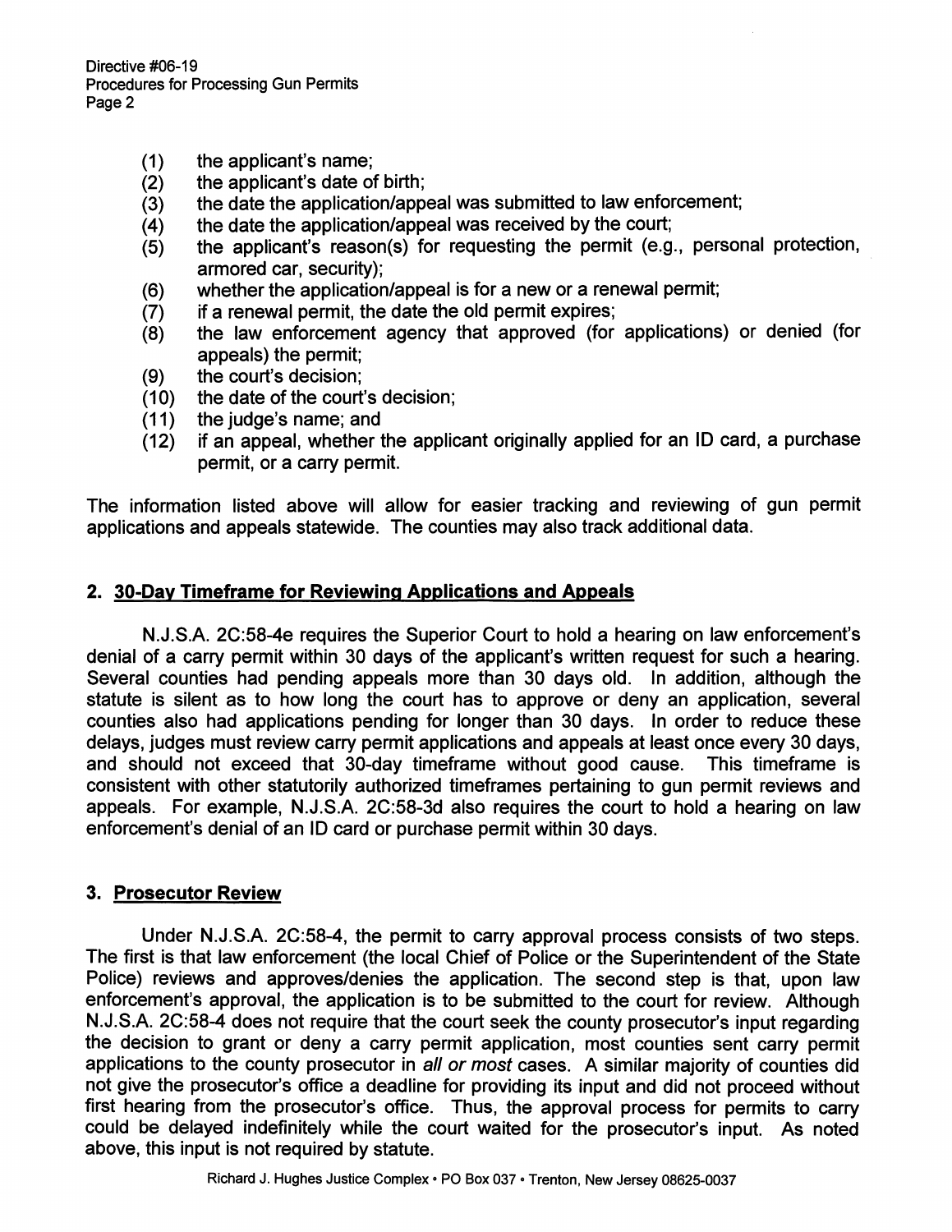(1) the applicant's name;
(2) the applicant's date of birth;
(3) the date the application/appeal was submitted to law enforcement;
(4) the date the application/appeal was received by the court;
(5) the applicant's reason(s) for requesting the permit (e.g., personal protection, armored car, security);
(6) whether the application/appeal is for a new or a renewal permit;
(7) if a renewal permit, the date the old permit expires;
(8) the law enforcement agency that approved (for applications) or denied (for appeals) the permit;
(9) the court's decision;
(10) the date of the court's decision;
(11) the judge's name; and
(12) if an appeal, whether the applicant originally applied for an ID card, a purchase permit, or a carry permit.

The information listed above will allow for easier tracking and reviewing of gun permit applications and appeals statewide. The counties may also track additional data.

## 2. 30-Day Timeframe for Reviewing Applications and Appeals

N.J.S.A. 2C:58-4e requires the Superior Court to hold a hearing on law enforcement's denial of a carry permit within 30 days of the applicant's written request for such a hearing. Several counties had pending appeals more than 30 days old. In addition, although the statute is silent as to how long the court has to approve or deny an application, several counties also had applications pending for longer than 30 days. In order to reduce these delays, judges must review carry permit applications and appeals at least once every 30 days, and should not exceed that 30-day timeframe without good cause. This timeframe is consistent with other statutorily authorized timeframes pertaining to gun permit reviews and appeals. For example, N.J.S.A. 2C:58-3d also requires the court to hold a hearing on law enforcement's denial of an ID card or purchase permit within 30 days.

## 3. Prosecutor Review

Under N.J.S.A. 2C:58-4, the permit to carry approval process consists of two steps. The first is that law enforcement (the local Chief of Police or the Superintendent of the State Police) reviews and approves/denies the application. The second step is that, upon law enforcement's approval, the application is to be submitted to the court for review. Although N.J.S.A. 2C:58-4 does not require that the court seek the county prosecutor's input regarding the decision to grant or deny a carry permit application, most counties sent carry permit applications to the county prosecutor in *all or most* cases. A similar majority of counties did not give the prosecutor's office a deadline for providing its input and did not proceed without first hearing from the prosecutor's office. Thus, the approval process for permits to carry could be delayed indefinitely while the court waited for the prosecutor's input. As noted above, this input is not required by statute.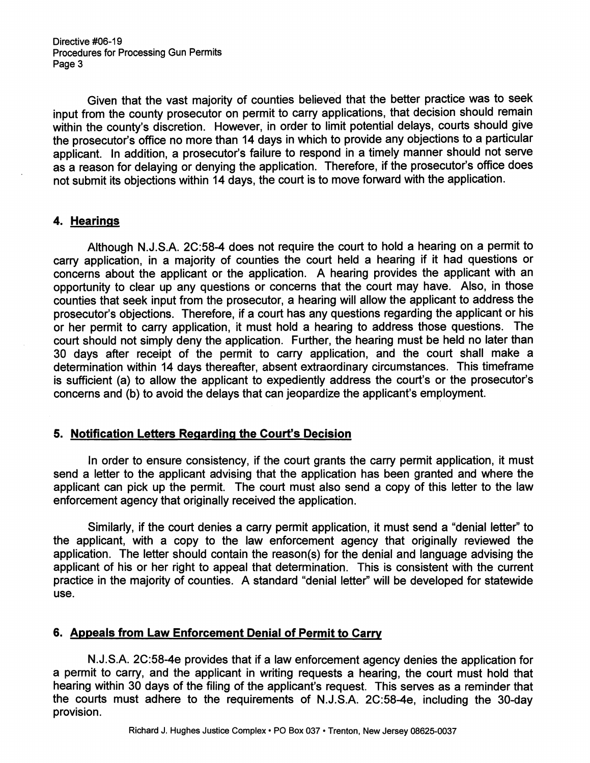Given that the vast majority of counties believed that the better practice was to seek input from the county prosecutor on permit to carry applications, that decision should remain within the county's discretion. However, in order to limit potential delays, courts should give the prosecutor's office no more than 14 days in which to provide any objections to a particular applicant. In addition, a prosecutor's failure to respond in a timely manner should not serve as a reason for delaying or denying the application. Therefore, if the prosecutor's office does not submit its objections within 14 days, the court is to move forward with the application.

## 4. Hearings

Although N.J.S.A. 2C:58-4 does not require the court to hold a hearing on a permit to carry application, in a majority of counties the court held a hearing if it had questions or concerns about the applicant or the application. A hearing provides the applicant with an opportunity to clear up any questions or concerns that the court may have. Also, in those counties that seek input from the prosecutor, a hearing will allow the applicant to address the prosecutor's objections. Therefore, if a court has any questions regarding the applicant or his or her permit to carry application, it must hold a hearing to address those questions. The court should not simply deny the application. Further, the hearing must be held no later than 30 days after receipt of the permit to carry application, and the court shall make a determination within 14 days thereafter, absent extraordinary circumstances. This timeframe is sufficient (a) to allow the applicant to expediently address the court's or the prosecutor's concerns and (b) to avoid the delays that can jeopardize the applicant's employment.

## 5. Notification Letters Regarding the Court's Decision

In order to ensure consistency, if the court grants the carry permit application, it must send a letter to the applicant advising that the application has been granted and where the applicant can pick up the permit. The court must also send a copy of this letter to the law enforcement agency that originally received the application.

Similarly, if the court denies a carry permit application, it must send a "denial letter" to the applicant, with a copy to the law enforcement agency that originally reviewed the application. The letter should contain the reason(s) for the denial and language advising the applicant of his or her right to appeal that determination. This is consistent with the current practice in the majority of counties. A standard "denial letter" will be developed for statewide use.

## 6. Appeals from Law Enforcement Denial of Permit to Carry

N.J.S.A. 2C:58-4e provides that if a law enforcement agency denies the application for a permit to carry, and the applicant in writing requests a hearing, the court must hold that hearing within 30 days of the filing of the applicant's request. This serves as a reminder that the courts must adhere to the requirements of N.J.S.A. 2C:58-4e, including the 30-day provision.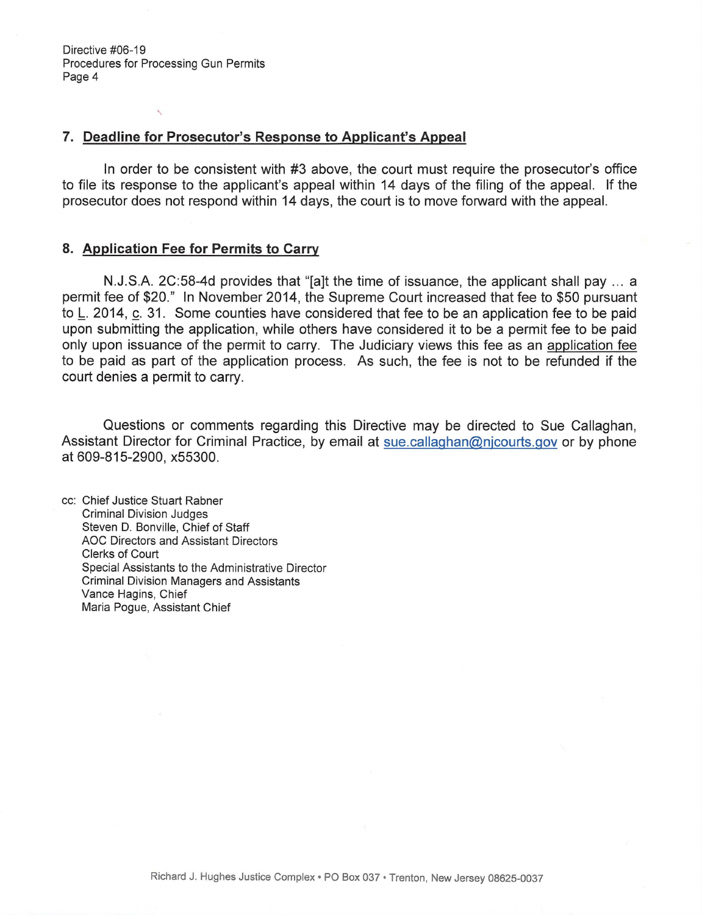## 7. Deadline for Prosecutor's Response to Applicant's Appeal

In order to be consistent with #3 above, the court must require the prosecutor's office to file its response to the applicant's appeal within 14 days of the filing of the appeal. If the prosecutor does not respond within 14 days, the court is to move forward with the appeal.

## 8. Application Fee for Permits to Carry

N.J.S.A. 2C:58-4d provides that "[a]t the time of issuance, the applicant shall pay … a permit fee of $20." In November 2014, the Supreme Court increased that fee to $50 pursuant to L. 2014, c. 31. Some counties have considered that fee to be an application fee to be paid upon submitting the application, while others have considered it to be a permit fee to be paid only upon issuance of the permit to carry. The Judiciary views this fee as an application fee to be paid as part of the application process. As such, the fee is not to be refunded if the court denies a permit to carry.

Questions or comments regarding this Directive may be directed to Sue Callaghan, Assistant Director for Criminal Practice, by email at sue.callaghan@njcourts.gov or by phone at 609-815-2900, x55300.

cc: Chief Justice Stuart Rabner
Criminal Division Judges
Steven D. Bonville, Chief of Staff
AOC Directors and Assistant Directors
Clerks of Court
Special Assistants to the Administrative Director
Criminal Division Managers and Assistants
Vance Hagins, Chief
Maria Pogue, Assistant Chief

Richard J. Hughes Justice Complex • PO Box 037 • Trenton, New Jersey 08625-0037